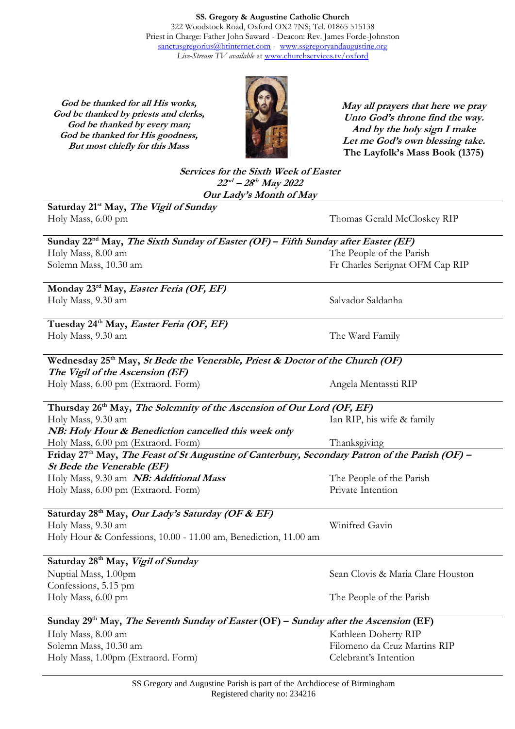**SS. Gregory & Augustine Catholic Church**
322 Woodstock Road, Oxford OX2 7NS; Tel. 01865 515138
Priest in Charge: Father John Saward - Deacon: Rev. James Forde-Johnston
sanctusgregorius@btinternet.com - www.ssgregoryandaugustine.org
*Live-Stream TV available* at www.churchservices.tv/oxford

***God be thanked for all His works,***
***God be thanked by priests and clerks,***
***God be thanked by every man;***
***God be thanked for His goodness,***
***But most chiefly for this Mass***

***May all prayers that here we pray***
***Unto God's throne find the way.***
***And by the holy sign I make***
***Let me God's own blessing take.***
**The Layfolk's Mass Book (1375)**

***Services for the Sixth Week of Easter***
***22nd – 28th May 2022***
***Our Lady's Month of May***

---

**Saturday 21st May, *The Vigil of Sunday***
Holy Mass, 6.00 pm — Thomas Gerald McCloskey RIP

---

**Sunday 22nd May, *The Sixth Sunday of Easter (OF) – Fifth Sunday after Easter (EF)***
Holy Mass, 8.00 am — The People of the Parish
Solemn Mass, 10.30 am — Fr Charles Serignat OFM Cap RIP

---

**Monday 23rd May, *Easter Feria (OF, EF)***
Holy Mass, 9.30 am — Salvador Saldanha

---

**Tuesday 24th May, *Easter Feria (OF, EF)***
Holy Mass, 9.30 am — The Ward Family

---

**Wednesday 25th May, *St Bede the Venerable, Priest & Doctor of the Church (OF)***
***The Vigil of the Ascension (EF)***
Holy Mass, 6.00 pm (Extraord. Form) — Angela Mentassti RIP

---

**Thursday 26th May, *The Solemnity of the Ascension of Our Lord (OF, EF)***
Holy Mass, 9.30 am — Ian RIP, his wife & family
***NB: Holy Hour & Benediction cancelled this week only***
Holy Mass, 6.00 pm (Extraord. Form) — Thanksgiving

---

**Friday 27th May, *The Feast of St Augustine of Canterbury, Secondary Patron of the Parish (OF) – St Bede the Venerable (EF)***
Holy Mass, 9.30 am ***NB: Additional Mass*** — The People of the Parish
Holy Mass, 6.00 pm (Extraord. Form) — Private Intention

---

**Saturday 28th May, *Our Lady's Saturday (OF & EF)***
Holy Mass, 9.30 am — Winifred Gavin
Holy Hour & Confessions, 10.00 - 11.00 am, Benediction, 11.00 am

---

**Saturday 28th May, *Vigil of Sunday***
Nuptial Mass, 1.00pm — Sean Clovis & Maria Clare Houston
Confessions, 5.15 pm
Holy Mass, 6.00 pm — The People of the Parish

---

**Sunday 29th May, *The Seventh Sunday of Easter* (OF) – *Sunday after the Ascension* (EF)**
Holy Mass, 8.00 am — Kathleen Doherty RIP
Solemn Mass, 10.30 am — Filomeno da Cruz Martins RIP
Holy Mass, 1.00pm (Extraord. Form) — Celebrant's Intention

---

SS Gregory and Augustine Parish is part of the Archdiocese of Birmingham
Registered charity no: 234216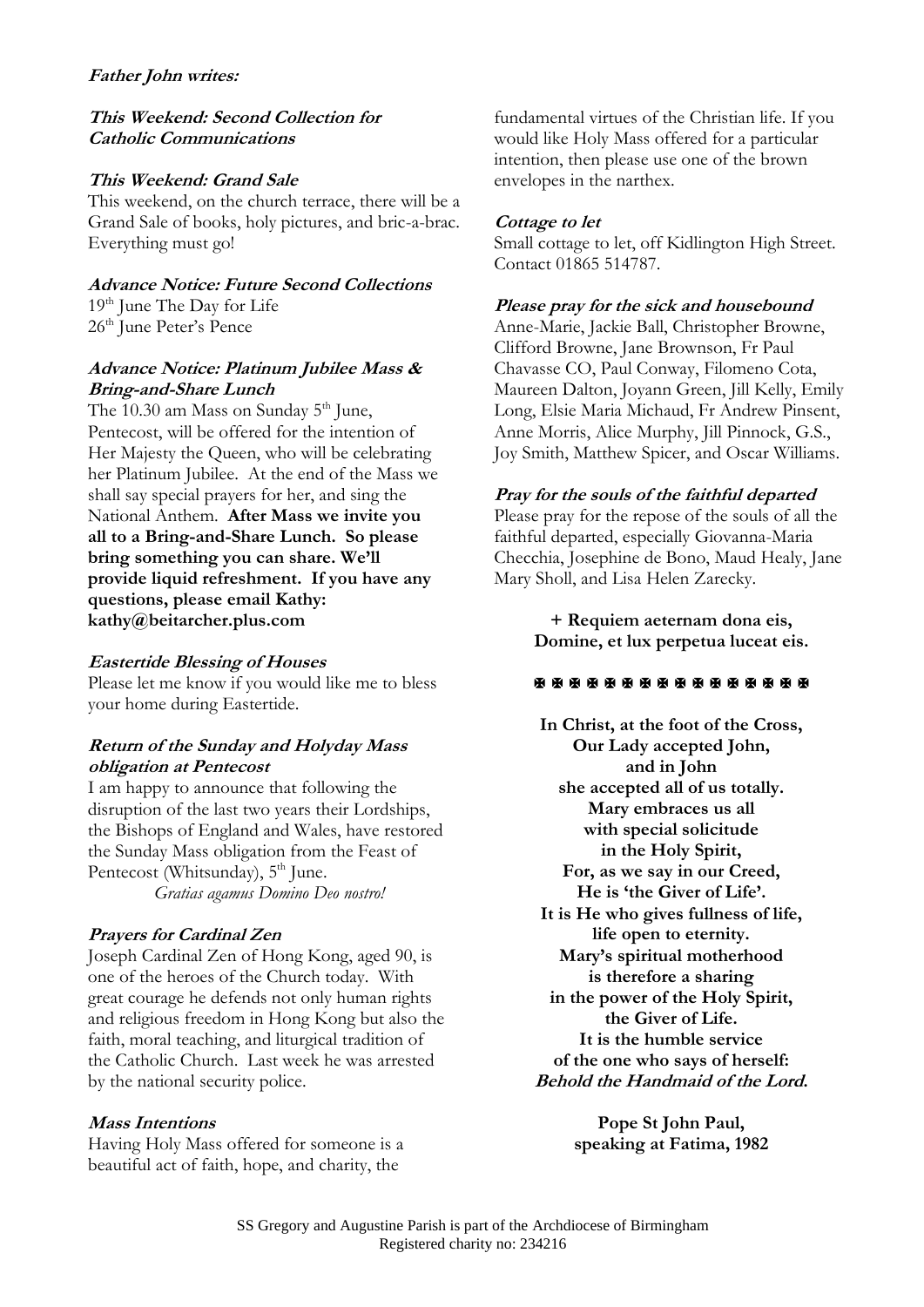***Father John writes:***

***This Weekend: Second Collection for Catholic Communications***

***This Weekend: Grand Sale***

This weekend, on the church terrace, there will be a Grand Sale of books, holy pictures, and bric-a-brac. Everything must go!

***Advance Notice: Future Second Collections***

19th June The Day for Life
26th June Peter's Pence

***Advance Notice: Platinum Jubilee Mass & Bring-and-Share Lunch***

The 10.30 am Mass on Sunday 5th June, Pentecost, will be offered for the intention of Her Majesty the Queen, who will be celebrating her Platinum Jubilee. At the end of the Mass we shall say special prayers for her, and sing the National Anthem. **After Mass we invite you all to a Bring-and-Share Lunch. So please bring something you can share. We'll provide liquid refreshment. If you have any questions, please email Kathy: kathy@beitarcher.plus.com**

***Eastertide Blessing of Houses***

Please let me know if you would like me to bless your home during Eastertide.

***Return of the Sunday and Holyday Mass obligation at Pentecost***

I am happy to announce that following the disruption of the last two years their Lordships, the Bishops of England and Wales, have restored the Sunday Mass obligation from the Feast of Pentecost (Whitsunday), 5th June.

*Gratias agamus Domino Deo nostro!*

***Prayers for Cardinal Zen***

Joseph Cardinal Zen of Hong Kong, aged 90, is one of the heroes of the Church today. With great courage he defends not only human rights and religious freedom in Hong Kong but also the faith, moral teaching, and liturgical tradition of the Catholic Church. Last week he was arrested by the national security police.

***Mass Intentions***

Having Holy Mass offered for someone is a beautiful act of faith, hope, and charity, the fundamental virtues of the Christian life. If you would like Holy Mass offered for a particular intention, then please use one of the brown envelopes in the narthex.

***Cottage to let***

Small cottage to let, off Kidlington High Street. Contact 01865 514787.

***Please pray for the sick and housebound***

Anne-Marie, Jackie Ball, Christopher Browne, Clifford Browne, Jane Brownson, Fr Paul Chavasse CO, Paul Conway, Filomeno Cota, Maureen Dalton, Joyann Green, Jill Kelly, Emily Long, Elsie Maria Michaud, Fr Andrew Pinsent, Anne Morris, Alice Murphy, Jill Pinnock, G.S., Joy Smith, Matthew Spicer, and Oscar Williams.

***Pray for the souls of the faithful departed***

Please pray for the repose of the souls of all the faithful departed, especially Giovanna-Maria Checchia, Josephine de Bono, Maud Healy, Jane Mary Sholl, and Lisa Helen Zarecky.

**+ Requiem aeternam dona eis,
Domine, et lux perpetua luceat eis.**

✠ ✠ ✠ ✠ ✠ ✠ ✠ ✠ ✠ ✠ ✠ ✠ ✠ ✠ ✠ ✠ ✠

**In Christ, at the foot of the Cross,
Our Lady accepted John,
and in John
she accepted all of us totally.
Mary embraces us all
with special solicitude
in the Holy Spirit,
For, as we say in our Creed,
He is 'the Giver of Life'.
It is He who gives fullness of life,
life open to eternity.
Mary's spiritual motherhood
is therefore a sharing
in the power of the Holy Spirit,
the Giver of Life.
It is the humble service
of the one who says of herself:**
***Behold the Handmaid of the Lord.***

**Pope St John Paul,
speaking at Fatima, 1982**

SS Gregory and Augustine Parish is part of the Archdiocese of Birmingham
Registered charity no: 234216